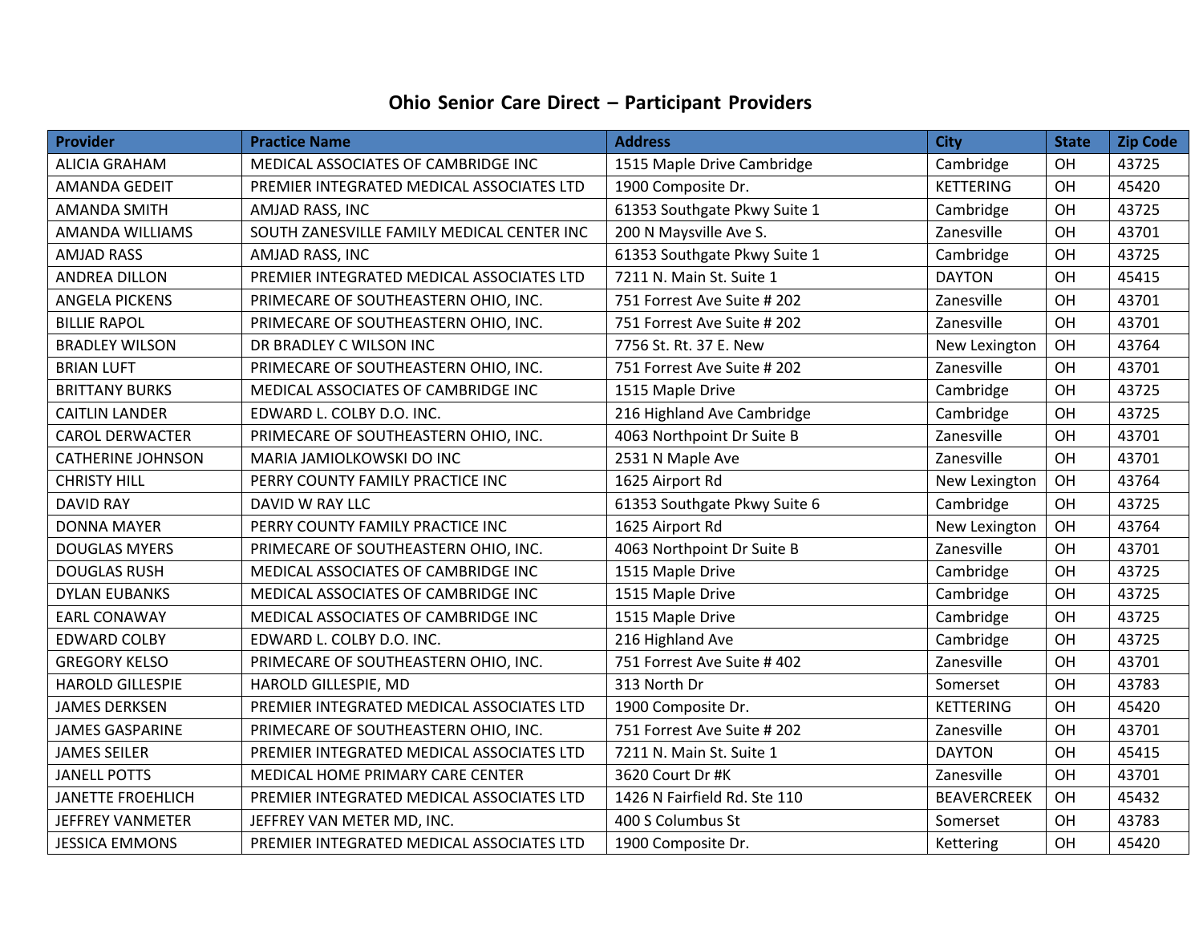# Ohio Senior Care Direct – Participant Providers

| Provider | Practice Name | Address | City | State | Zip Code |
|---|---|---|---|---|---|
| ALICIA GRAHAM | MEDICAL ASSOCIATES OF CAMBRIDGE INC | 1515 Maple Drive Cambridge | Cambridge | OH | 43725 |
| AMANDA GEDEIT | PREMIER INTEGRATED MEDICAL ASSOCIATES LTD | 1900 Composite Dr. | KETTERING | OH | 45420 |
| AMANDA SMITH | AMJAD RASS, INC | 61353 Southgate Pkwy Suite 1 | Cambridge | OH | 43725 |
| AMANDA WILLIAMS | SOUTH ZANESVILLE FAMILY MEDICAL CENTER INC | 200 N Maysville Ave S. | Zanesville | OH | 43701 |
| AMJAD RASS | AMJAD RASS, INC | 61353 Southgate Pkwy Suite 1 | Cambridge | OH | 43725 |
| ANDREA DILLON | PREMIER INTEGRATED MEDICAL ASSOCIATES LTD | 7211 N. Main St. Suite 1 | DAYTON | OH | 45415 |
| ANGELA PICKENS | PRIMECARE OF SOUTHEASTERN OHIO, INC. | 751 Forrest Ave Suite # 202 | Zanesville | OH | 43701 |
| BILLIE RAPOL | PRIMECARE OF SOUTHEASTERN OHIO, INC. | 751 Forrest Ave Suite # 202 | Zanesville | OH | 43701 |
| BRADLEY WILSON | DR BRADLEY C WILSON INC | 7756 St. Rt. 37 E. New | New Lexington | OH | 43764 |
| BRIAN LUFT | PRIMECARE OF SOUTHEASTERN OHIO, INC. | 751 Forrest Ave Suite # 202 | Zanesville | OH | 43701 |
| BRITTANY BURKS | MEDICAL ASSOCIATES OF CAMBRIDGE INC | 1515 Maple Drive | Cambridge | OH | 43725 |
| CAITLIN LANDER | EDWARD L. COLBY D.O. INC. | 216 Highland Ave Cambridge | Cambridge | OH | 43725 |
| CAROL DERWACTER | PRIMECARE OF SOUTHEASTERN OHIO, INC. | 4063 Northpoint Dr Suite B | Zanesville | OH | 43701 |
| CATHERINE JOHNSON | MARIA JAMIOLKOWSKI DO INC | 2531 N Maple Ave | Zanesville | OH | 43701 |
| CHRISTY HILL | PERRY COUNTY FAMILY PRACTICE INC | 1625 Airport Rd | New Lexington | OH | 43764 |
| DAVID RAY | DAVID W RAY LLC | 61353 Southgate Pkwy Suite 6 | Cambridge | OH | 43725 |
| DONNA MAYER | PERRY COUNTY FAMILY PRACTICE INC | 1625 Airport Rd | New Lexington | OH | 43764 |
| DOUGLAS MYERS | PRIMECARE OF SOUTHEASTERN OHIO, INC. | 4063 Northpoint Dr Suite B | Zanesville | OH | 43701 |
| DOUGLAS RUSH | MEDICAL ASSOCIATES OF CAMBRIDGE INC | 1515 Maple Drive | Cambridge | OH | 43725 |
| DYLAN EUBANKS | MEDICAL ASSOCIATES OF CAMBRIDGE INC | 1515 Maple Drive | Cambridge | OH | 43725 |
| EARL CONAWAY | MEDICAL ASSOCIATES OF CAMBRIDGE INC | 1515 Maple Drive | Cambridge | OH | 43725 |
| EDWARD COLBY | EDWARD L. COLBY D.O. INC. | 216 Highland Ave | Cambridge | OH | 43725 |
| GREGORY KELSO | PRIMECARE OF SOUTHEASTERN OHIO, INC. | 751 Forrest Ave Suite # 402 | Zanesville | OH | 43701 |
| HAROLD GILLESPIE | HAROLD GILLESPIE, MD | 313 North Dr | Somerset | OH | 43783 |
| JAMES DERKSEN | PREMIER INTEGRATED MEDICAL ASSOCIATES LTD | 1900 Composite Dr. | KETTERING | OH | 45420 |
| JAMES GASPARINE | PRIMECARE OF SOUTHEASTERN OHIO, INC. | 751 Forrest Ave Suite # 202 | Zanesville | OH | 43701 |
| JAMES SEILER | PREMIER INTEGRATED MEDICAL ASSOCIATES LTD | 7211 N. Main St. Suite 1 | DAYTON | OH | 45415 |
| JANELL POTTS | MEDICAL HOME PRIMARY CARE CENTER | 3620 Court Dr #K | Zanesville | OH | 43701 |
| JANETTE FROEHLICH | PREMIER INTEGRATED MEDICAL ASSOCIATES LTD | 1426 N Fairfield Rd. Ste 110 | BEAVERCREEK | OH | 45432 |
| JEFFREY VANMETER | JEFFREY VAN METER MD, INC. | 400 S Columbus St | Somerset | OH | 43783 |
| JESSICA EMMONS | PREMIER INTEGRATED MEDICAL ASSOCIATES LTD | 1900 Composite Dr. | Kettering | OH | 45420 |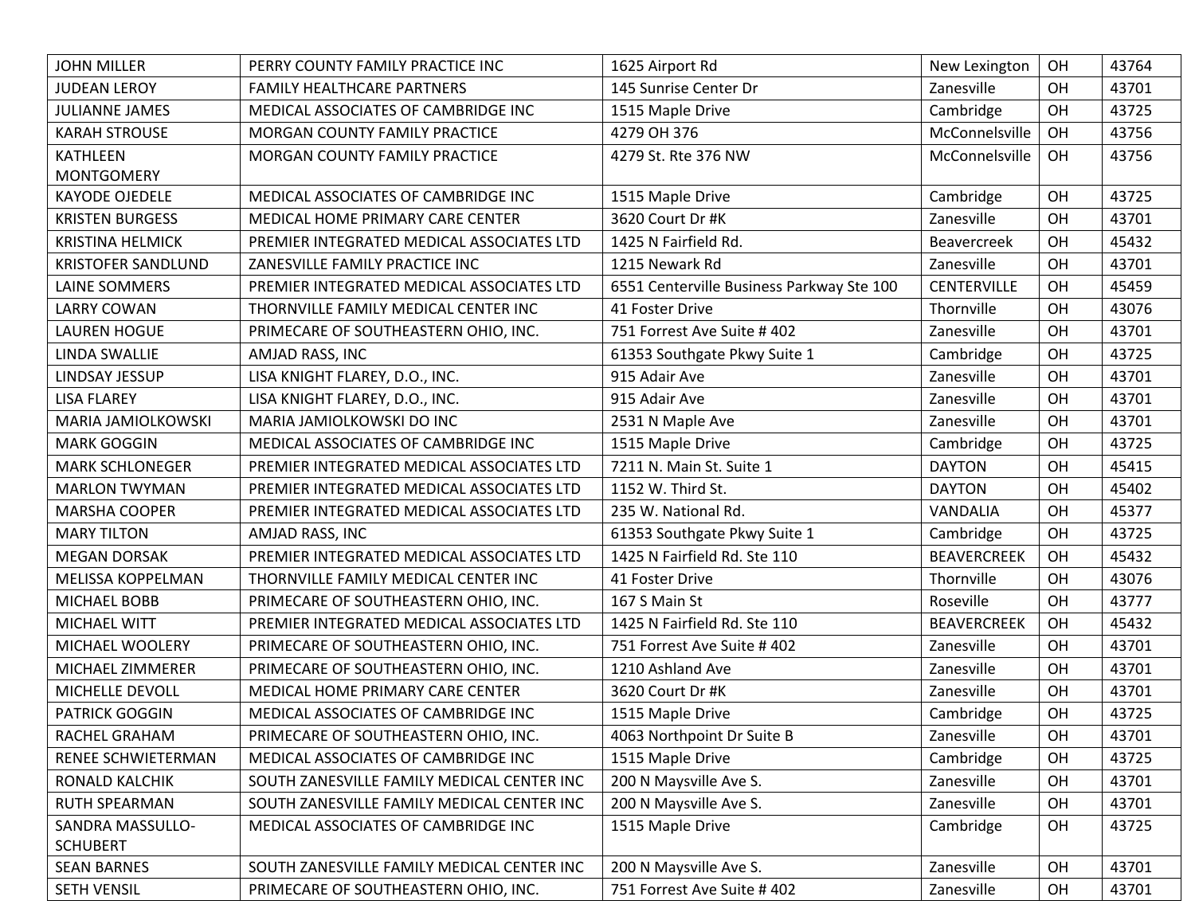| | | | | | |
|---|---|---|---|---|---|
| JOHN MILLER | PERRY COUNTY FAMILY PRACTICE INC | 1625 Airport Rd | New Lexington | OH | 43764 |
| JUDEAN LEROY | FAMILY HEALTHCARE PARTNERS | 145 Sunrise Center Dr | Zanesville | OH | 43701 |
| JULIANNE JAMES | MEDICAL ASSOCIATES OF CAMBRIDGE INC | 1515 Maple Drive | Cambridge | OH | 43725 |
| KARAH STROUSE | MORGAN COUNTY FAMILY PRACTICE | 4279 OH 376 | McConnelsville | OH | 43756 |
| KATHLEEN MONTGOMERY | MORGAN COUNTY FAMILY PRACTICE | 4279 St. Rte 376 NW | McConnelsville | OH | 43756 |
| KAYODE OJEDELE | MEDICAL ASSOCIATES OF CAMBRIDGE INC | 1515 Maple Drive | Cambridge | OH | 43725 |
| KRISTEN BURGESS | MEDICAL HOME PRIMARY CARE CENTER | 3620 Court Dr #K | Zanesville | OH | 43701 |
| KRISTINA HELMICK | PREMIER INTEGRATED MEDICAL ASSOCIATES LTD | 1425 N Fairfield Rd. | Beavercreek | OH | 45432 |
| KRISTOFER SANDLUND | ZANESVILLE FAMILY PRACTICE INC | 1215 Newark Rd | Zanesville | OH | 43701 |
| LAINE SOMMERS | PREMIER INTEGRATED MEDICAL ASSOCIATES LTD | 6551 Centerville Business Parkway Ste 100 | CENTERVILLE | OH | 45459 |
| LARRY COWAN | THORNVILLE FAMILY MEDICAL CENTER INC | 41 Foster Drive | Thornville | OH | 43076 |
| LAUREN HOGUE | PRIMECARE OF SOUTHEASTERN OHIO, INC. | 751 Forrest Ave Suite # 402 | Zanesville | OH | 43701 |
| LINDA SWALLIE | AMJAD RASS, INC | 61353 Southgate Pkwy Suite 1 | Cambridge | OH | 43725 |
| LINDSAY JESSUP | LISA KNIGHT FLAREY, D.O., INC. | 915 Adair Ave | Zanesville | OH | 43701 |
| LISA FLAREY | LISA KNIGHT FLAREY, D.O., INC. | 915 Adair Ave | Zanesville | OH | 43701 |
| MARIA JAMIOLKOWSKI | MARIA JAMIOLKOWSKI DO INC | 2531 N Maple Ave | Zanesville | OH | 43701 |
| MARK GOGGIN | MEDICAL ASSOCIATES OF CAMBRIDGE INC | 1515 Maple Drive | Cambridge | OH | 43725 |
| MARK SCHLONEGER | PREMIER INTEGRATED MEDICAL ASSOCIATES LTD | 7211 N. Main St. Suite 1 | DAYTON | OH | 45415 |
| MARLON TWYMAN | PREMIER INTEGRATED MEDICAL ASSOCIATES LTD | 1152 W. Third St. | DAYTON | OH | 45402 |
| MARSHA COOPER | PREMIER INTEGRATED MEDICAL ASSOCIATES LTD | 235 W. National Rd. | VANDALIA | OH | 45377 |
| MARY TILTON | AMJAD RASS, INC | 61353 Southgate Pkwy Suite 1 | Cambridge | OH | 43725 |
| MEGAN DORSAK | PREMIER INTEGRATED MEDICAL ASSOCIATES LTD | 1425 N Fairfield Rd. Ste 110 | BEAVERCREEK | OH | 45432 |
| MELISSA KOPPELMAN | THORNVILLE FAMILY MEDICAL CENTER INC | 41 Foster Drive | Thornville | OH | 43076 |
| MICHAEL BOBB | PRIMECARE OF SOUTHEASTERN OHIO, INC. | 167 S Main St | Roseville | OH | 43777 |
| MICHAEL WITT | PREMIER INTEGRATED MEDICAL ASSOCIATES LTD | 1425 N Fairfield Rd. Ste 110 | BEAVERCREEK | OH | 45432 |
| MICHAEL WOOLERY | PRIMECARE OF SOUTHEASTERN OHIO, INC. | 751 Forrest Ave Suite # 402 | Zanesville | OH | 43701 |
| MICHAEL ZIMMERER | PRIMECARE OF SOUTHEASTERN OHIO, INC. | 1210 Ashland Ave | Zanesville | OH | 43701 |
| MICHELLE DEVOLL | MEDICAL HOME PRIMARY CARE CENTER | 3620 Court Dr #K | Zanesville | OH | 43701 |
| PATRICK GOGGIN | MEDICAL ASSOCIATES OF CAMBRIDGE INC | 1515 Maple Drive | Cambridge | OH | 43725 |
| RACHEL GRAHAM | PRIMECARE OF SOUTHEASTERN OHIO, INC. | 4063 Northpoint Dr Suite B | Zanesville | OH | 43701 |
| RENEE SCHWIETERMAN | MEDICAL ASSOCIATES OF CAMBRIDGE INC | 1515 Maple Drive | Cambridge | OH | 43725 |
| RONALD KALCHIK | SOUTH ZANESVILLE FAMILY MEDICAL CENTER INC | 200 N Maysville Ave S. | Zanesville | OH | 43701 |
| RUTH SPEARMAN | SOUTH ZANESVILLE FAMILY MEDICAL CENTER INC | 200 N Maysville Ave S. | Zanesville | OH | 43701 |
| SANDRA MASSULLO-SCHUBERT | MEDICAL ASSOCIATES OF CAMBRIDGE INC | 1515 Maple Drive | Cambridge | OH | 43725 |
| SEAN BARNES | SOUTH ZANESVILLE FAMILY MEDICAL CENTER INC | 200 N Maysville Ave S. | Zanesville | OH | 43701 |
| SETH VENSIL | PRIMECARE OF SOUTHEASTERN OHIO, INC. | 751 Forrest Ave Suite # 402 | Zanesville | OH | 43701 |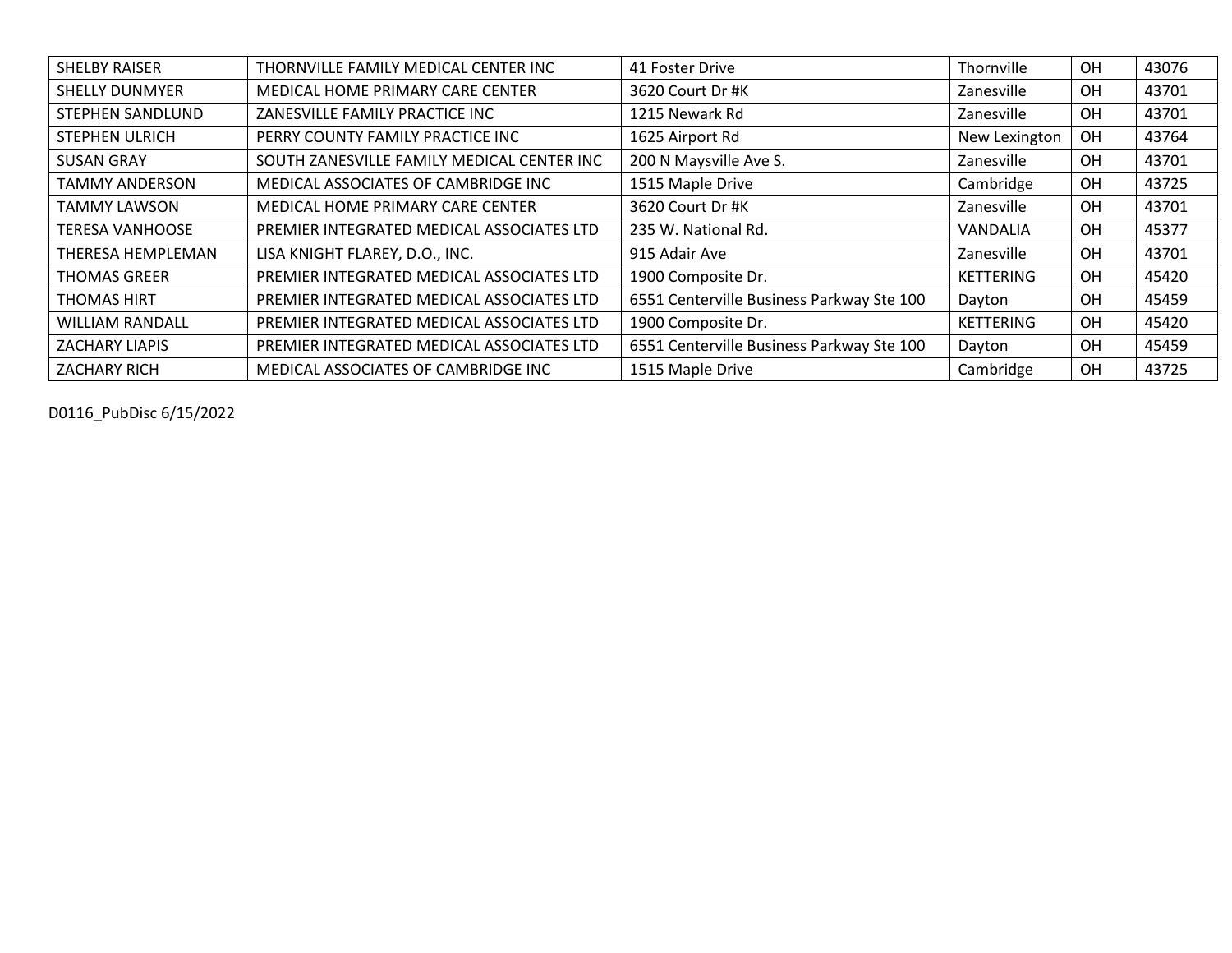| | | | | | |
|---|---|---|---|---|---|
| SHELBY RAISER | THORNVILLE FAMILY MEDICAL CENTER INC | 41 Foster Drive | Thornville | OH | 43076 |
| SHELLY DUNMYER | MEDICAL HOME PRIMARY CARE CENTER | 3620 Court Dr #K | Zanesville | OH | 43701 |
| STEPHEN SANDLUND | ZANESVILLE FAMILY PRACTICE INC | 1215 Newark Rd | Zanesville | OH | 43701 |
| STEPHEN ULRICH | PERRY COUNTY FAMILY PRACTICE INC | 1625 Airport Rd | New Lexington | OH | 43764 |
| SUSAN GRAY | SOUTH ZANESVILLE FAMILY MEDICAL CENTER INC | 200 N Maysville Ave S. | Zanesville | OH | 43701 |
| TAMMY ANDERSON | MEDICAL ASSOCIATES OF CAMBRIDGE INC | 1515 Maple Drive | Cambridge | OH | 43725 |
| TAMMY LAWSON | MEDICAL HOME PRIMARY CARE CENTER | 3620 Court Dr #K | Zanesville | OH | 43701 |
| TERESA VANHOOSE | PREMIER INTEGRATED MEDICAL ASSOCIATES LTD | 235 W. National Rd. | VANDALIA | OH | 45377 |
| THERESA HEMPLEMAN | LISA KNIGHT FLAREY, D.O., INC. | 915 Adair Ave | Zanesville | OH | 43701 |
| THOMAS GREER | PREMIER INTEGRATED MEDICAL ASSOCIATES LTD | 1900 Composite Dr. | KETTERING | OH | 45420 |
| THOMAS HIRT | PREMIER INTEGRATED MEDICAL ASSOCIATES LTD | 6551 Centerville Business Parkway Ste 100 | Dayton | OH | 45459 |
| WILLIAM RANDALL | PREMIER INTEGRATED MEDICAL ASSOCIATES LTD | 1900 Composite Dr. | KETTERING | OH | 45420 |
| ZACHARY LIAPIS | PREMIER INTEGRATED MEDICAL ASSOCIATES LTD | 6551 Centerville Business Parkway Ste 100 | Dayton | OH | 45459 |
| ZACHARY RICH | MEDICAL ASSOCIATES OF CAMBRIDGE INC | 1515 Maple Drive | Cambridge | OH | 43725 |

D0116_PubDisc 6/15/2022